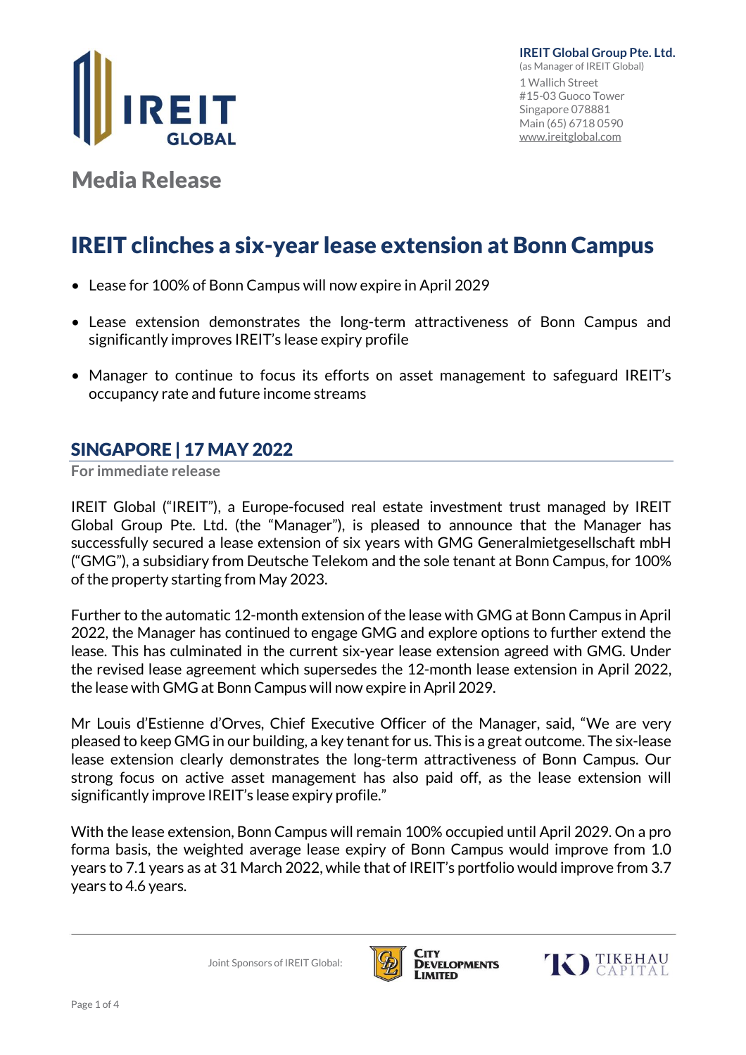IREIT GLOBAL

**IREIT Global Group Pte. Ltd.**
(as Manager of IREIT Global)
1 Wallich Street
#15-03 Guoco Tower
Singapore 078881
Main (65) 6718 0590
www.ireitglobal.com

## Media Release

# IREIT clinches a six-year lease extension at Bonn Campus

- Lease for 100% of Bonn Campus will now expire in April 2029
- Lease extension demonstrates the long-term attractiveness of Bonn Campus and significantly improves IREIT's lease expiry profile
- Manager to continue to focus its efforts on asset management to safeguard IREIT's occupancy rate and future income streams

## SINGAPORE | 17 MAY 2022

**For immediate release**

IREIT Global ("IREIT"), a Europe-focused real estate investment trust managed by IREIT Global Group Pte. Ltd. (the "Manager"), is pleased to announce that the Manager has successfully secured a lease extension of six years with GMG Generalmietgesellschaft mbH ("GMG"), a subsidiary from Deutsche Telekom and the sole tenant at Bonn Campus, for 100% of the property starting from May 2023.

Further to the automatic 12-month extension of the lease with GMG at Bonn Campus in April 2022, the Manager has continued to engage GMG and explore options to further extend the lease. This has culminated in the current six-year lease extension agreed with GMG. Under the revised lease agreement which supersedes the 12-month lease extension in April 2022, the lease with GMG at Bonn Campus will now expire in April 2029.

Mr Louis d'Estienne d'Orves, Chief Executive Officer of the Manager, said, "We are very pleased to keep GMG in our building, a key tenant for us. This is a great outcome. The six-lease lease extension clearly demonstrates the long-term attractiveness of Bonn Campus. Our strong focus on active asset management has also paid off, as the lease extension will significantly improve IREIT's lease expiry profile."

With the lease extension, Bonn Campus will remain 100% occupied until April 2029. On a pro forma basis, the weighted average lease expiry of Bonn Campus would improve from 1.0 years to 7.1 years as at 31 March 2022, while that of IREIT's portfolio would improve from 3.7 years to 4.6 years.

Joint Sponsors of IREIT Global: City Developments Limited, Tikehau Capital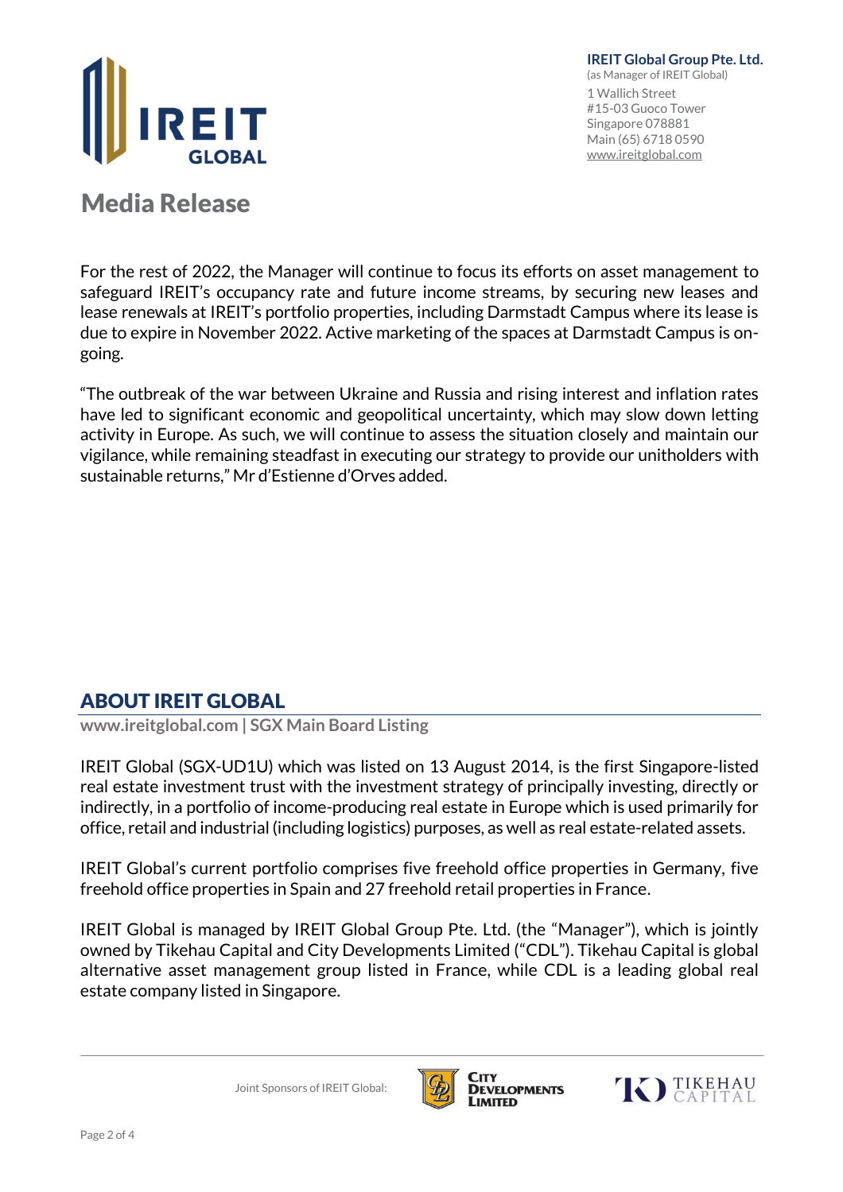For the rest of 2022, the Manager will continue to focus its efforts on asset management to safeguard IREIT's occupancy rate and future income streams, by securing new leases and lease renewals at IREIT's portfolio properties, including Darmstadt Campus where its lease is due to expire in November 2022. Active marketing of the spaces at Darmstadt Campus is on-going.

"The outbreak of the war between Ukraine and Russia and rising interest and inflation rates have led to significant economic and geopolitical uncertainty, which may slow down letting activity in Europe. As such, we will continue to assess the situation closely and maintain our vigilance, while remaining steadfast in executing our strategy to provide our unitholders with sustainable returns," Mr d'Estienne d'Orves added.

## ABOUT IREIT GLOBAL

**www.ireitglobal.com | SGX Main Board Listing**

IREIT Global (SGX-UD1U) which was listed on 13 August 2014, is the first Singapore-listed real estate investment trust with the investment strategy of principally investing, directly or indirectly, in a portfolio of income-producing real estate in Europe which is used primarily for office, retail and industrial (including logistics) purposes, as well as real estate-related assets.

IREIT Global's current portfolio comprises five freehold office properties in Germany, five freehold office properties in Spain and 27 freehold retail properties in France.

IREIT Global is managed by IREIT Global Group Pte. Ltd. (the "Manager"), which is jointly owned by Tikehau Capital and City Developments Limited ("CDL"). Tikehau Capital is global alternative asset management group listed in France, while CDL is a leading global real estate company listed in Singapore.

Joint Sponsors of IREIT Global: City Developments Limited, Tikehau Capital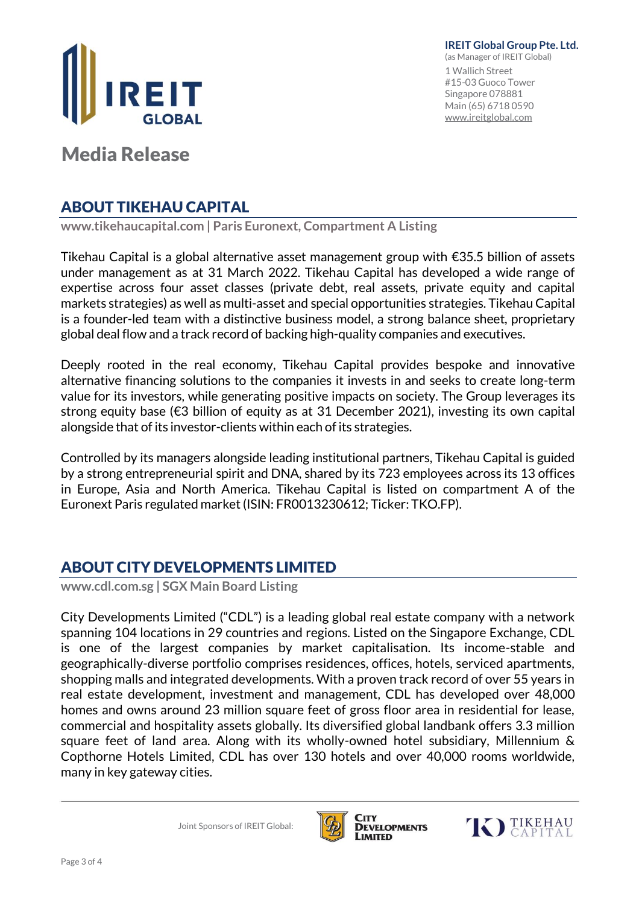## ABOUT TIKEHAU CAPITAL

**www.tikehaucapital.com | Paris Euronext, Compartment A Listing**

Tikehau Capital is a global alternative asset management group with €35.5 billion of assets under management as at 31 March 2022. Tikehau Capital has developed a wide range of expertise across four asset classes (private debt, real assets, private equity and capital markets strategies) as well as multi-asset and special opportunities strategies. Tikehau Capital is a founder-led team with a distinctive business model, a strong balance sheet, proprietary global deal flow and a track record of backing high-quality companies and executives.

Deeply rooted in the real economy, Tikehau Capital provides bespoke and innovative alternative financing solutions to the companies it invests in and seeks to create long-term value for its investors, while generating positive impacts on society. The Group leverages its strong equity base (€3 billion of equity as at 31 December 2021), investing its own capital alongside that of its investor-clients within each of its strategies.

Controlled by its managers alongside leading institutional partners, Tikehau Capital is guided by a strong entrepreneurial spirit and DNA, shared by its 723 employees across its 13 offices in Europe, Asia and North America. Tikehau Capital is listed on compartment A of the Euronext Paris regulated market (ISIN: FR0013230612; Ticker: TKO.FP).

## ABOUT CITY DEVELOPMENTS LIMITED

**www.cdl.com.sg | SGX Main Board Listing**

City Developments Limited ("CDL") is a leading global real estate company with a network spanning 104 locations in 29 countries and regions. Listed on the Singapore Exchange, CDL is one of the largest companies by market capitalisation. Its income-stable and geographically-diverse portfolio comprises residences, offices, hotels, serviced apartments, shopping malls and integrated developments. With a proven track record of over 55 years in real estate development, investment and management, CDL has developed over 48,000 homes and owns around 23 million square feet of gross floor area in residential for lease, commercial and hospitality assets globally. Its diversified global landbank offers 3.3 million square feet of land area. Along with its wholly-owned hotel subsidiary, Millennium & Copthorne Hotels Limited, CDL has over 130 hotels and over 40,000 rooms worldwide, many in key gateway cities.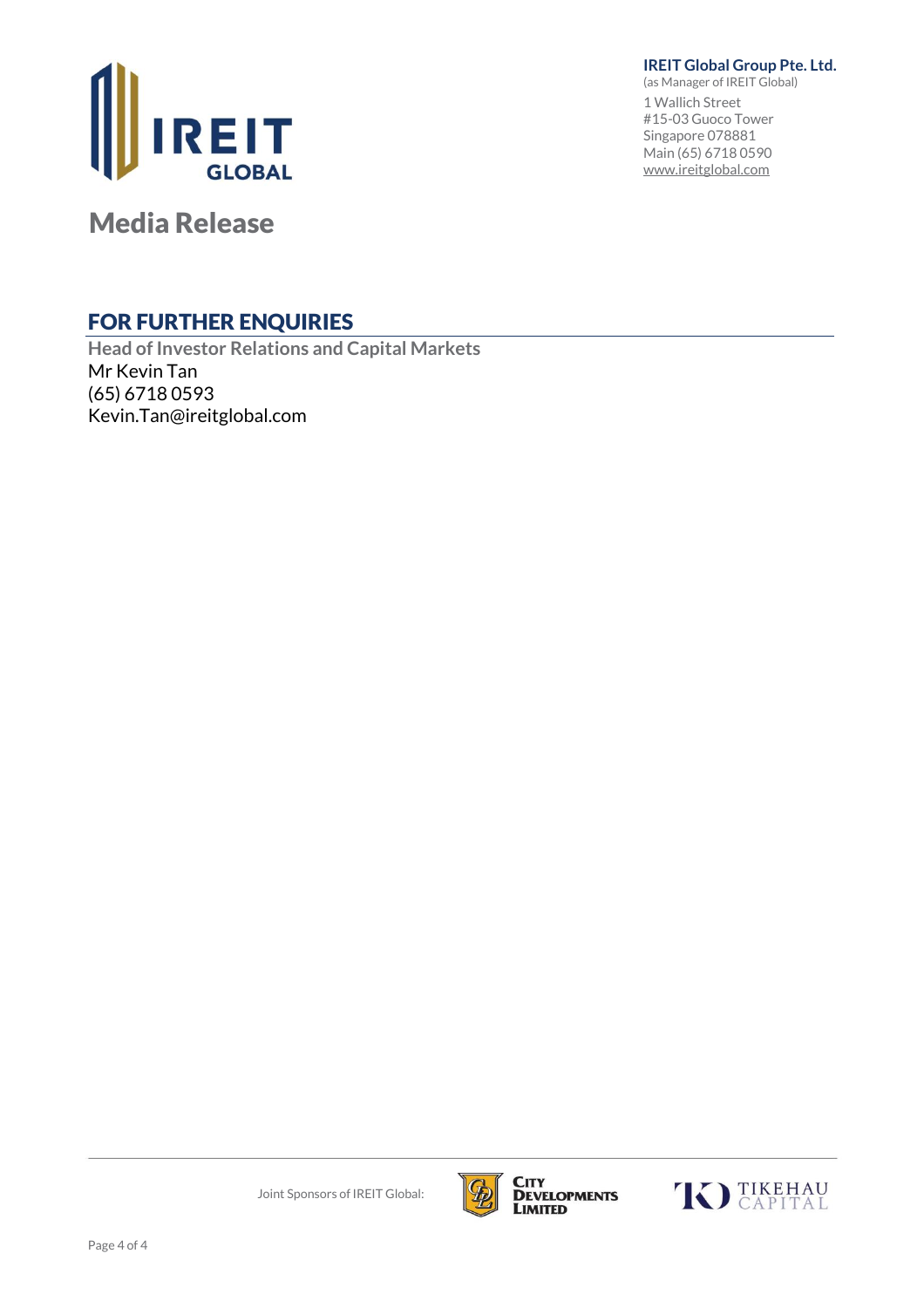**IREIT Global Group Pte. Ltd.**
(as Manager of IREIT Global)
1 Wallich Street
#15-03 Guoco Tower
Singapore 078881
Main (65) 6718 0590
www.ireitglobal.com

# Media Release

## FOR FURTHER ENQUIRIES

**Head of Investor Relations and Capital Markets**
Mr Kevin Tan
(65) 6718 0593
Kevin.Tan@ireitglobal.com

Joint Sponsors of IREIT Global: City Developments Limited, Tikehau Capital